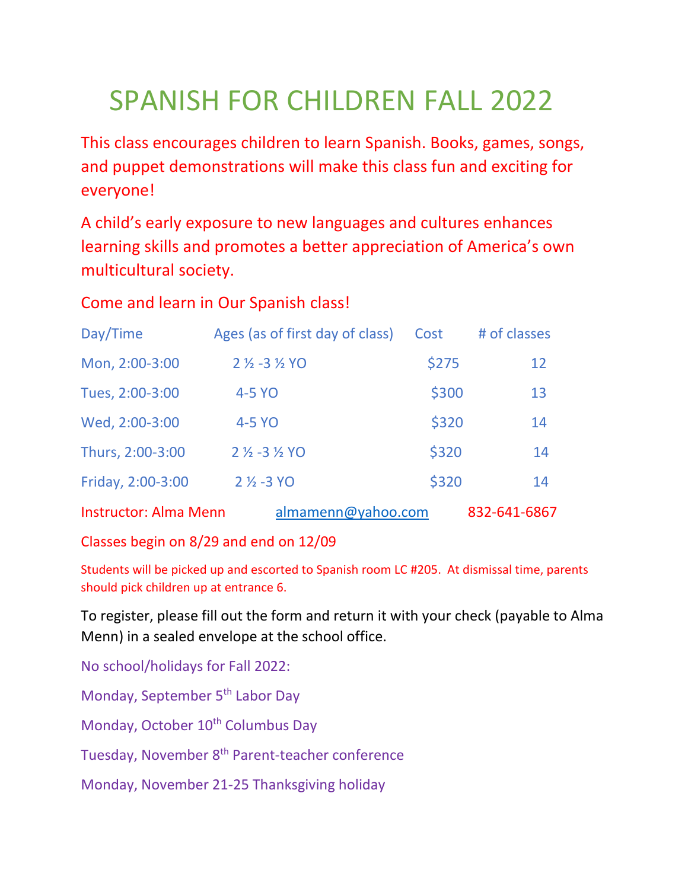# SPANISH FOR CHILDREN FALL 2022

This class encourages children to learn Spanish. Books, games, songs, and puppet demonstrations will make this class fun and exciting for everyone!

A child's early exposure to new languages and cultures enhances learning skills and promotes a better appreciation of America's own multicultural society.

Come and learn in Our Spanish class!

| Day/Time | Ages (as of first day of class) | Cost | # of classes |
|---|---|---|---|
| Mon, 2:00-3:00 | 2 ½ -3 ½ YO | $275 | 12 |
| Tues, 2:00-3:00 | 4-5 YO | $300 | 13 |
| Wed, 2:00-3:00 | 4-5 YO | $320 | 14 |
| Thurs, 2:00-3:00 | 2 ½ -3 ½ YO | $320 | 14 |
| Friday, 2:00-3:00 | 2 ½ -3 YO | $320 | 14 |

Instructor: Alma Menn     almamenn@yahoo.com     832-641-6867

Classes begin on 8/29 and end on 12/09

Students will be picked up and escorted to Spanish room LC #205. At dismissal time, parents should pick children up at entrance 6.

To register, please fill out the form and return it with your check (payable to Alma Menn) in a sealed envelope at the school office.

No school/holidays for Fall 2022:

Monday, September 5th Labor Day

Monday, October 10th Columbus Day

Tuesday, November 8th Parent-teacher conference

Monday, November 21-25 Thanksgiving holiday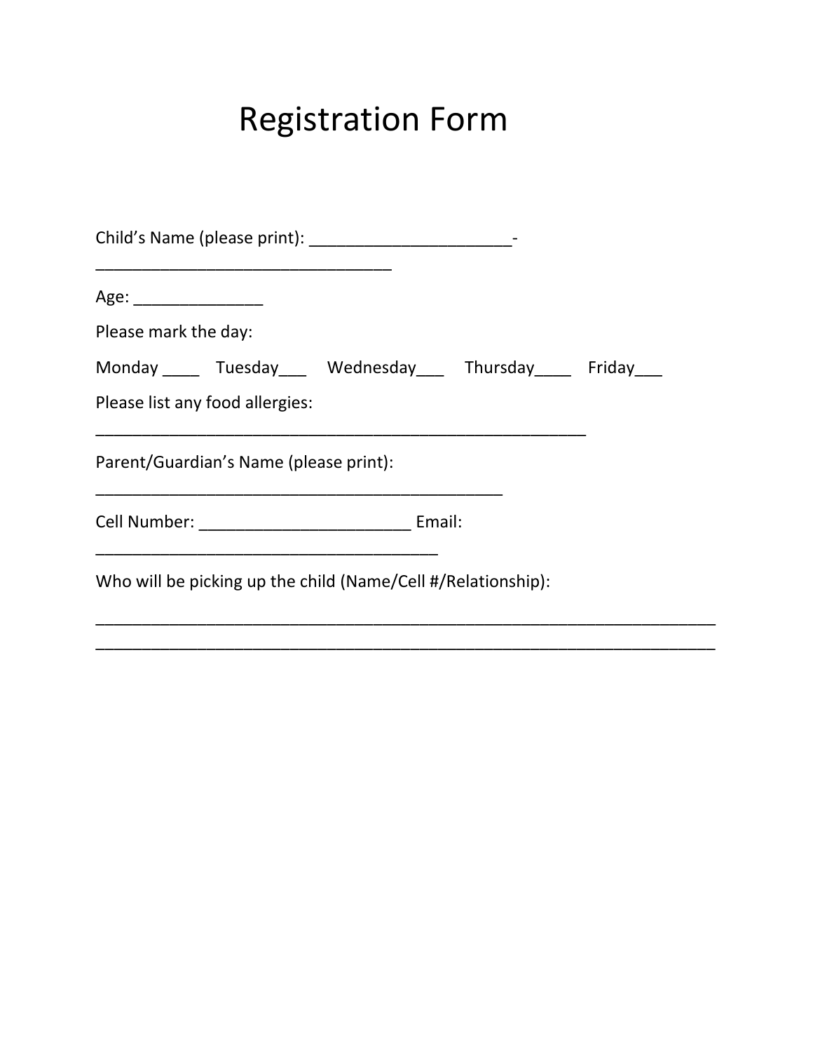# Registration Form

Child's Name (please print): ______________________-
_________________________________

Age: ______________

Please mark the day:

Monday ____ Tuesday___ Wednesday___ Thursday____ Friday___

Please list any food allergies:
_______________________________________________________

Parent/Guardian's Name (please print):
_____________________________________________

Cell Number: _______________________ Email:
______________________________________

Who will be picking up the child (Name/Cell #/Relationship):

_____________________________________________________________________
_____________________________________________________________________